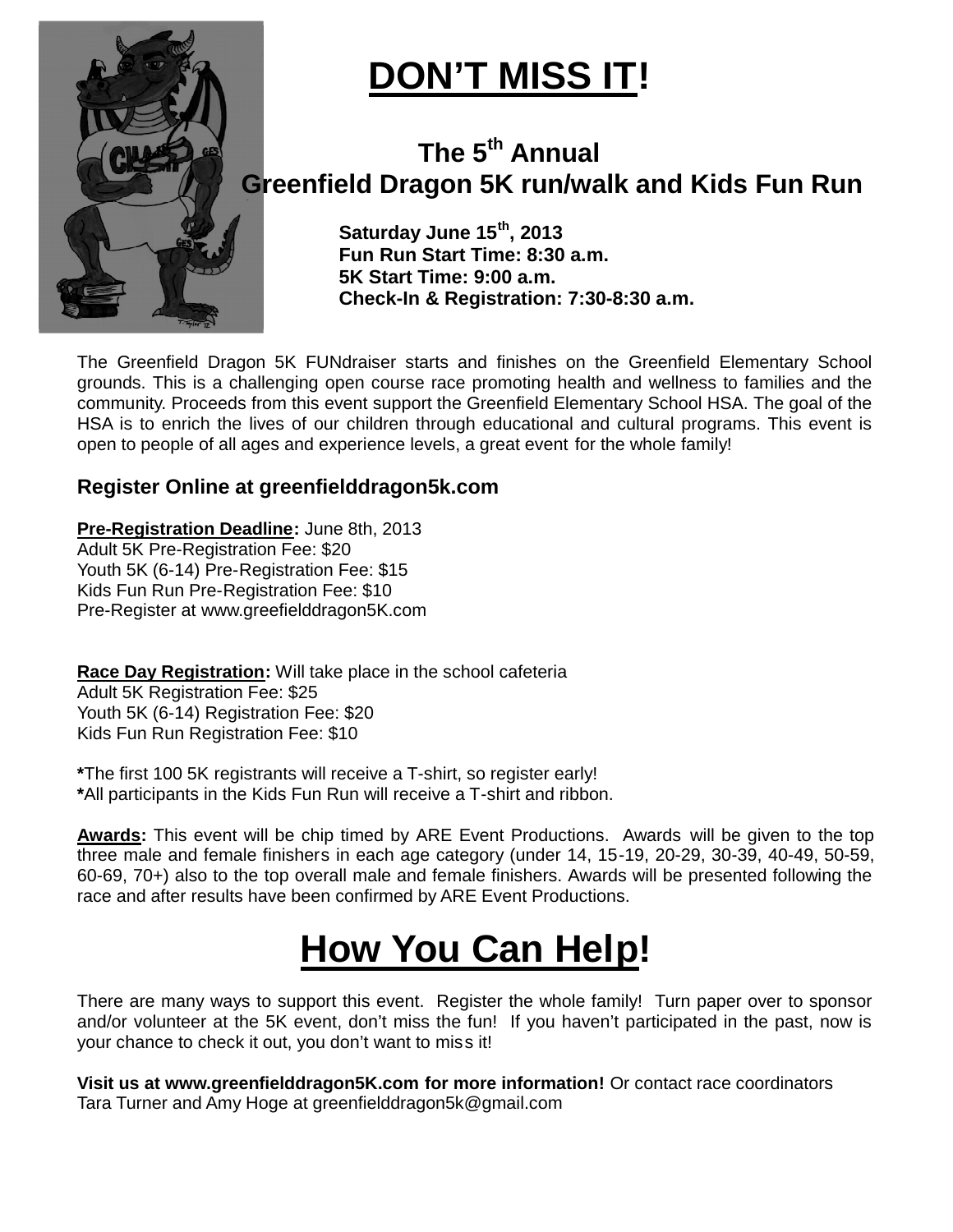# DON'T MISS IT!

## The 5th Annual Greenfield Dragon 5K run/walk and Kids Fun Run

**Saturday June 15th, 2013**
**Fun Run Start Time: 8:30 a.m.**
**5K Start Time: 9:00 a.m.**
**Check-In & Registration: 7:30-8:30 a.m.**

The Greenfield Dragon 5K FUNdraiser starts and finishes on the Greenfield Elementary School grounds. This is a challenging open course race promoting health and wellness to families and the community. Proceeds from this event support the Greenfield Elementary School HSA. The goal of the HSA is to enrich the lives of our children through educational and cultural programs. This event is open to people of all ages and experience levels, a great event for the whole family!

### Register Online at greenfielddragon5k.com

**Pre-Registration Deadline:** June 8th, 2013
Adult 5K Pre-Registration Fee: $20
Youth 5K (6-14) Pre-Registration Fee: $15
Kids Fun Run Pre-Registration Fee: $10
Pre-Register at www.greefielddragon5K.com

**Race Day Registration:** Will take place in the school cafeteria
Adult 5K Registration Fee: $25
Youth 5K (6-14) Registration Fee: $20
Kids Fun Run Registration Fee: $10

**\***The first 100 5K registrants will receive a T-shirt, so register early!
**\***All participants in the Kids Fun Run will receive a T-shirt and ribbon.

**Awards:** This event will be chip timed by ARE Event Productions. Awards will be given to the top three male and female finishers in each age category (under 14, 15-19, 20-29, 30-39, 40-49, 50-59, 60-69, 70+) also to the top overall male and female finishers. Awards will be presented following the race and after results have been confirmed by ARE Event Productions.

# How You Can Help!

There are many ways to support this event. Register the whole family! Turn paper over to sponsor and/or volunteer at the 5K event, don't miss the fun! If you haven't participated in the past, now is your chance to check it out, you don't want to miss it!

**Visit us at www.greenfielddragon5K.com for more information!** Or contact race coordinators Tara Turner and Amy Hoge at greenfielddragon5k@gmail.com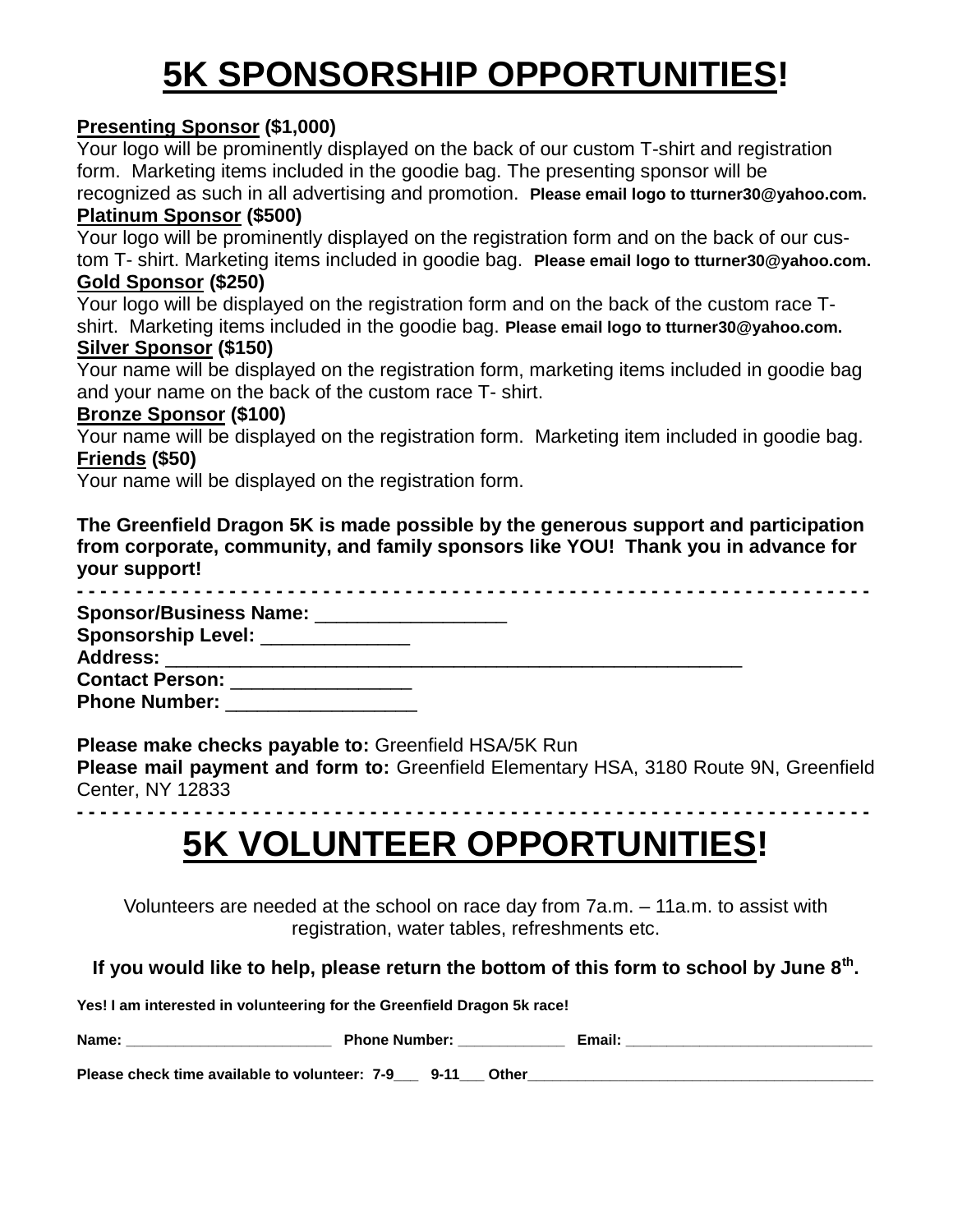// 5K SPONSORSHIP OPPORTUNITIES!

**Presenting Sponsor ($1,000)**
Your logo will be prominently displayed on the back of our custom T-shirt and registration form. Marketing items included in the goodie bag. The presenting sponsor will be recognized as such in all advertising and promotion. **Please email logo to tturner30@yahoo.com.**

**Platinum Sponsor ($500)**
Your logo will be prominently displayed on the registration form and on the back of our custom T- shirt. Marketing items included in goodie bag. **Please email logo to tturner30@yahoo.com.**

**Gold Sponsor ($250)**
Your logo will be displayed on the registration form and on the back of the custom race T-shirt. Marketing items included in the goodie bag. **Please email logo to tturner30@yahoo.com.**

**Silver Sponsor ($150)**
Your name will be displayed on the registration form, marketing items included in goodie bag and your name on the back of the custom race T- shirt.

**Bronze Sponsor ($100)**
Your name will be displayed on the registration form. Marketing item included in goodie bag.

**Friends ($50)**
Your name will be displayed on the registration form.

**The Greenfield Dragon 5K is made possible by the generous support and participation from corporate, community, and family sponsors like YOU! Thank you in advance for your support!**

- - - - - - - - - - - - - - - - - - - - - - - - - - - - - - - - - - - - - - - - - - - - - - - - - - - - - - - - - - - - - - - - - - - - -

**Sponsor/Business Name:** __________________
**Sponsorship Level:** ______________
**Address:** ________________________________________________________
**Contact Person:** _________________
**Phone Number:** __________________

**Please make checks payable to:** Greenfield HSA/5K Run
**Please mail payment and form to:** Greenfield Elementary HSA, 3180 Route 9N, Greenfield Center, NY 12833

- - - - - - - - - - - - - - - - - - - - - - - - - - - - - - - - - - - - - - - - - - - - - - - - - - - - - - - - - - - - - - - - - - - - -

# 5K VOLUNTEER OPPORTUNITIES!

Volunteers are needed at the school on race day from 7a.m. – 11a.m. to assist with registration, water tables, refreshments etc.

**If you would like to help, please return the bottom of this form to school by June 8th.**

**Yes! I am interested in volunteering for the Greenfield Dragon 5k race!**

**Name:** __________________________ **Phone Number:** ______________ **Email:** _______________________________

**Please check time available to volunteer: 7-9___ 9-11___ Other**___________________________________________